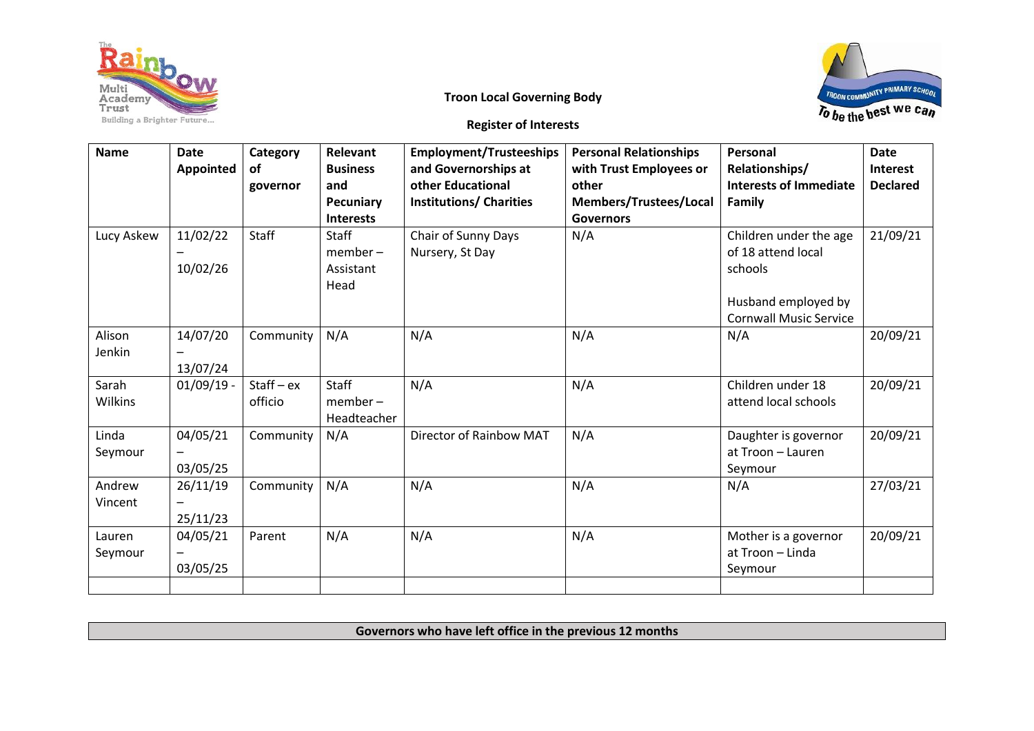**Troon Local Governing Body**

**Register of Interests**

| Name | Date Appointed | Category of governor | Relevant Business and Pecuniary Interests | Employment/Trusteeships and Governorships at other Educational Institutions/ Charities | Personal Relationships with Trust Employees or other Members/Trustees/Local Governors | Personal Relationships/ Interests of Immediate Family | Date Interest Declared |
|---|---|---|---|---|---|---|---|
| Lucy Askew | 11/02/22 – 10/02/26 | Staff | Staff member – Assistant Head | Chair of Sunny Days Nursery, St Day | N/A | Children under the age of 18 attend local schools<br><br>Husband employed by Cornwall Music Service | 21/09/21 |
| Alison Jenkin | 14/07/20 – 13/07/24 | Community | N/A | N/A | N/A | N/A | 20/09/21 |
| Sarah Wilkins | 01/09/19 - | Staff – ex officio | Staff member – Headteacher | N/A | N/A | Children under 18 attend local schools | 20/09/21 |
| Linda Seymour | 04/05/21 – 03/05/25 | Community | N/A | Director of Rainbow MAT | N/A | Daughter is governor at Troon – Lauren Seymour | 20/09/21 |
| Andrew Vincent | 26/11/19 – 25/11/23 | Community | N/A | N/A | N/A | N/A | 27/03/21 |
| Lauren Seymour | 04/05/21 – 03/05/25 | Parent | N/A | N/A | N/A | Mother is a governor at Troon – Linda Seymour | 20/09/21 |
| | | | | | | | |

**Governors who have left office in the previous 12 months**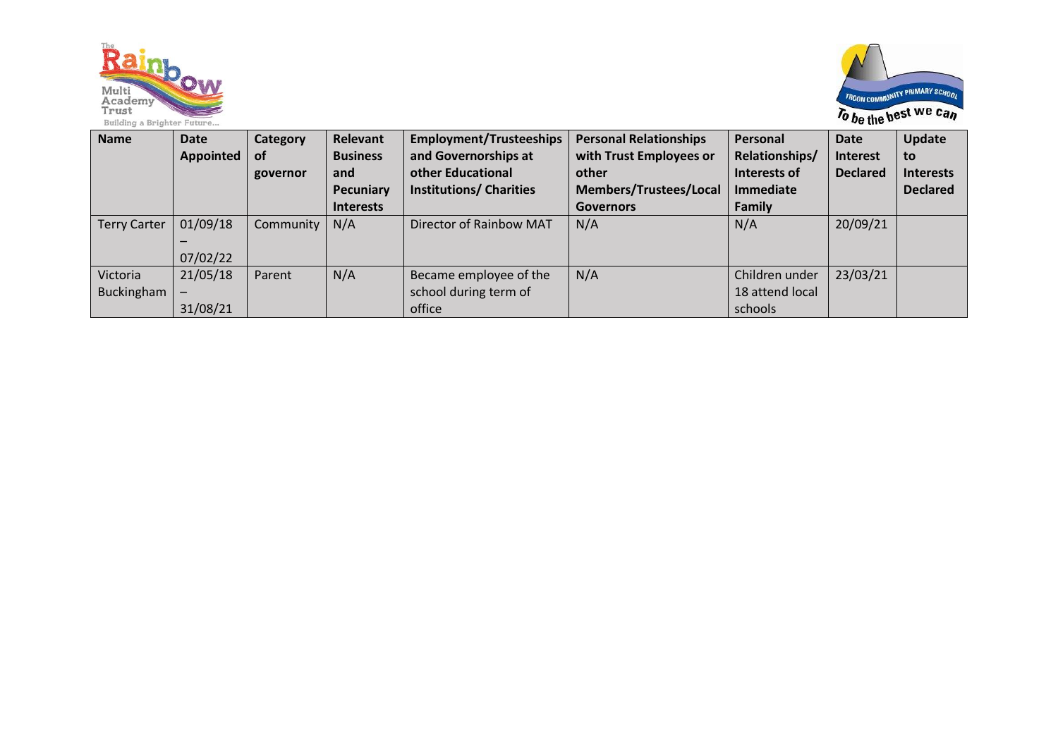| Name | Date Appointed | Category of governor | Relevant Business and Pecuniary Interests | Employment/Trusteeships and Governorships at other Educational Institutions/ Charities | Personal Relationships with Trust Employees or other Members/Trustees/Local Governors | Personal Relationships/ Interests of Immediate Family | Date Interest Declared | Update to Interests Declared |
|---|---|---|---|---|---|---|---|---|
| Terry Carter | 01/09/18 – 07/02/22 | Community | N/A | Director of Rainbow MAT | N/A | N/A | 20/09/21 | |
| Victoria Buckingham | 21/05/18 – 31/08/21 | Parent | N/A | Became employee of the school during term of office | N/A | Children under 18 attend local schools | 23/03/21 | |